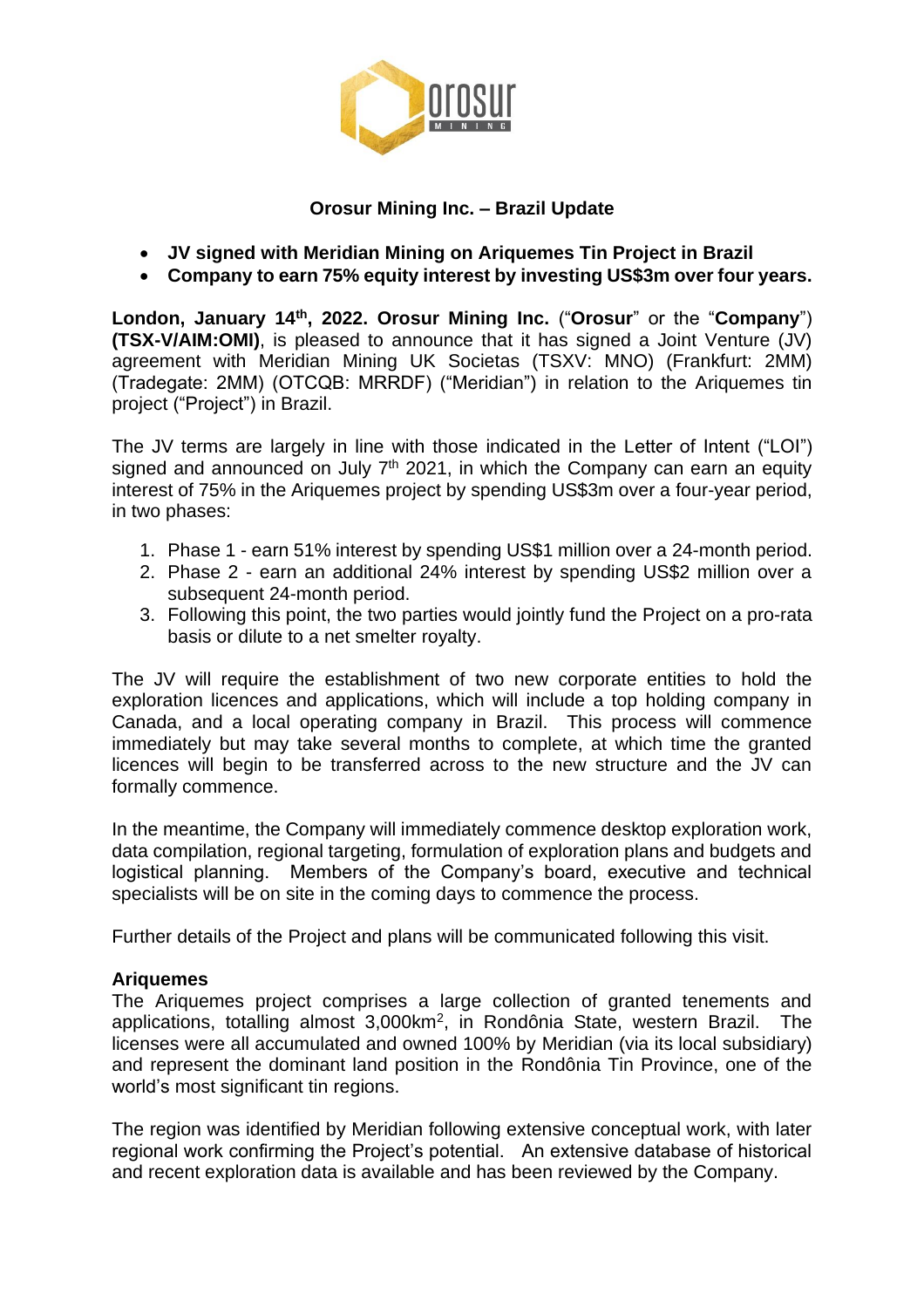## Orosur Mining Inc. – Brazil Update

- **JV signed with Meridian Mining on Ariquemes Tin Project in Brazil**
- **Company to earn 75% equity interest by investing US$3m over four years.**

**London, January 14th, 2022. Orosur Mining Inc.** ("**Orosur**" or the "**Company**") **(TSX-V/AIM:OMI)**, is pleased to announce that it has signed a Joint Venture (JV) agreement with Meridian Mining UK Societas (TSXV: MNO) (Frankfurt: 2MM) (Tradegate: 2MM) (OTCQB: MRRDF) ("Meridian") in relation to the Ariquemes tin project ("Project") in Brazil.

The JV terms are largely in line with those indicated in the Letter of Intent ("LOI") signed and announced on July 7th 2021, in which the Company can earn an equity interest of 75% in the Ariquemes project by spending US$3m over a four-year period, in two phases:

1. Phase 1 - earn 51% interest by spending US$1 million over a 24-month period.
2. Phase 2 - earn an additional 24% interest by spending US$2 million over a subsequent 24-month period.
3. Following this point, the two parties would jointly fund the Project on a pro-rata basis or dilute to a net smelter royalty.

The JV will require the establishment of two new corporate entities to hold the exploration licences and applications, which will include a top holding company in Canada, and a local operating company in Brazil. This process will commence immediately but may take several months to complete, at which time the granted licences will begin to be transferred across to the new structure and the JV can formally commence.

In the meantime, the Company will immediately commence desktop exploration work, data compilation, regional targeting, formulation of exploration plans and budgets and logistical planning. Members of the Company's board, executive and technical specialists will be on site in the coming days to commence the process.

Further details of the Project and plans will be communicated following this visit.

**Ariquemes**

The Ariquemes project comprises a large collection of granted tenements and applications, totalling almost 3,000km$^2$, in Rondônia State, western Brazil. The licenses were all accumulated and owned 100% by Meridian (via its local subsidiary) and represent the dominant land position in the Rondônia Tin Province, one of the world's most significant tin regions.

The region was identified by Meridian following extensive conceptual work, with later regional work confirming the Project's potential. An extensive database of historical and recent exploration data is available and has been reviewed by the Company.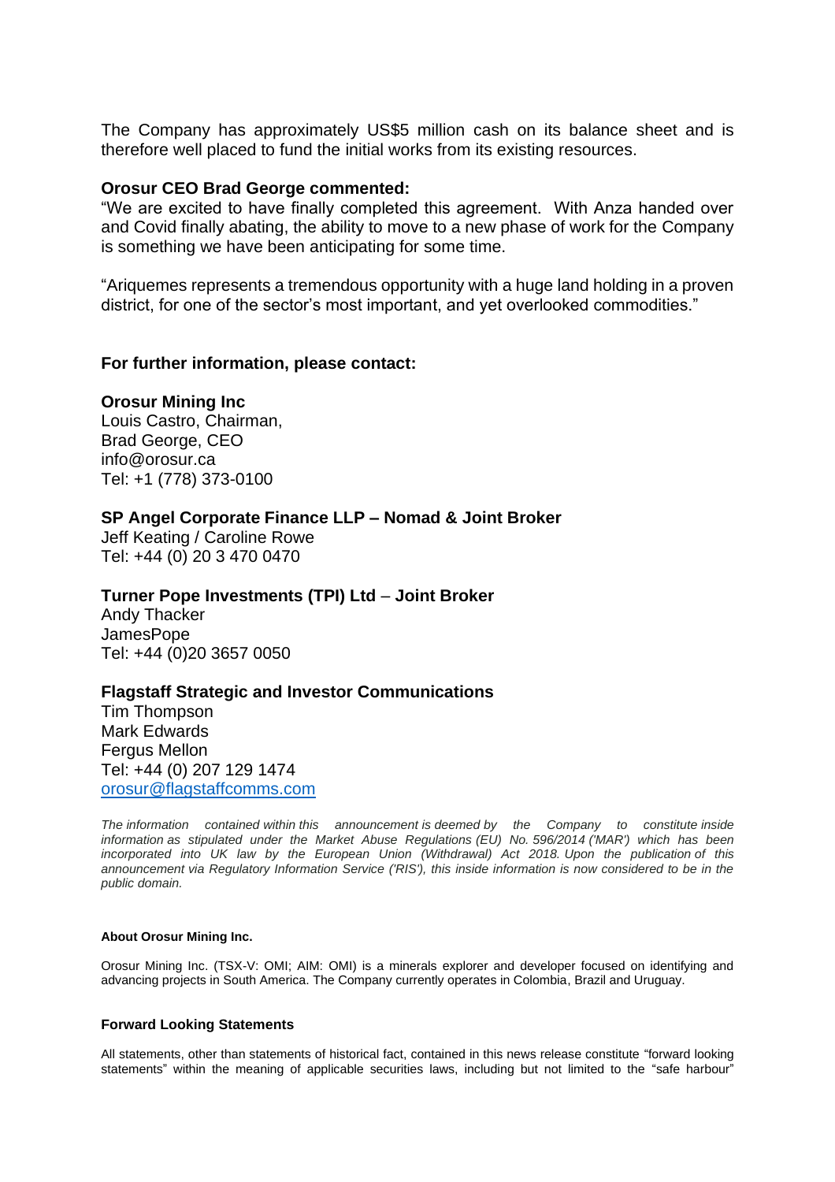The Company has approximately US$5 million cash on its balance sheet and is therefore well placed to fund the initial works from its existing resources.

**Orosur CEO Brad George commented:**
"We are excited to have finally completed this agreement. With Anza handed over and Covid finally abating, the ability to move to a new phase of work for the Company is something we have been anticipating for some time.

"Ariquemes represents a tremendous opportunity with a huge land holding in a proven district, for one of the sector's most important, and yet overlooked commodities."

**For further information, please contact:**

**Orosur Mining Inc**
Louis Castro, Chairman,
Brad George, CEO
info@orosur.ca
Tel: +1 (778) 373-0100

**SP Angel Corporate Finance LLP – Nomad & Joint Broker**
Jeff Keating / Caroline Rowe
Tel: +44 (0) 20 3 470 0470

**Turner Pope Investments (TPI) Ltd – Joint Broker**
Andy Thacker
JamesPope
Tel: +44 (0)20 3657 0050

**Flagstaff Strategic and Investor Communications**
Tim Thompson
Mark Edwards
Fergus Mellon
Tel: +44 (0) 207 129 1474
orosur@flagstaffcomms.com

*The information contained within this announcement is deemed by the Company to constitute inside information as stipulated under the Market Abuse Regulations (EU) No. 596/2014 ('MAR') which has been incorporated into UK law by the European Union (Withdrawal) Act 2018. Upon the publication of this announcement via Regulatory Information Service ('RIS'), this inside information is now considered to be in the public domain.*

**About Orosur Mining Inc.**

Orosur Mining Inc. (TSX-V: OMI; AIM: OMI) is a minerals explorer and developer focused on identifying and advancing projects in South America. The Company currently operates in Colombia, Brazil and Uruguay.

**Forward Looking Statements**

All statements, other than statements of historical fact, contained in this news release constitute "forward looking statements" within the meaning of applicable securities laws, including but not limited to the "safe harbour"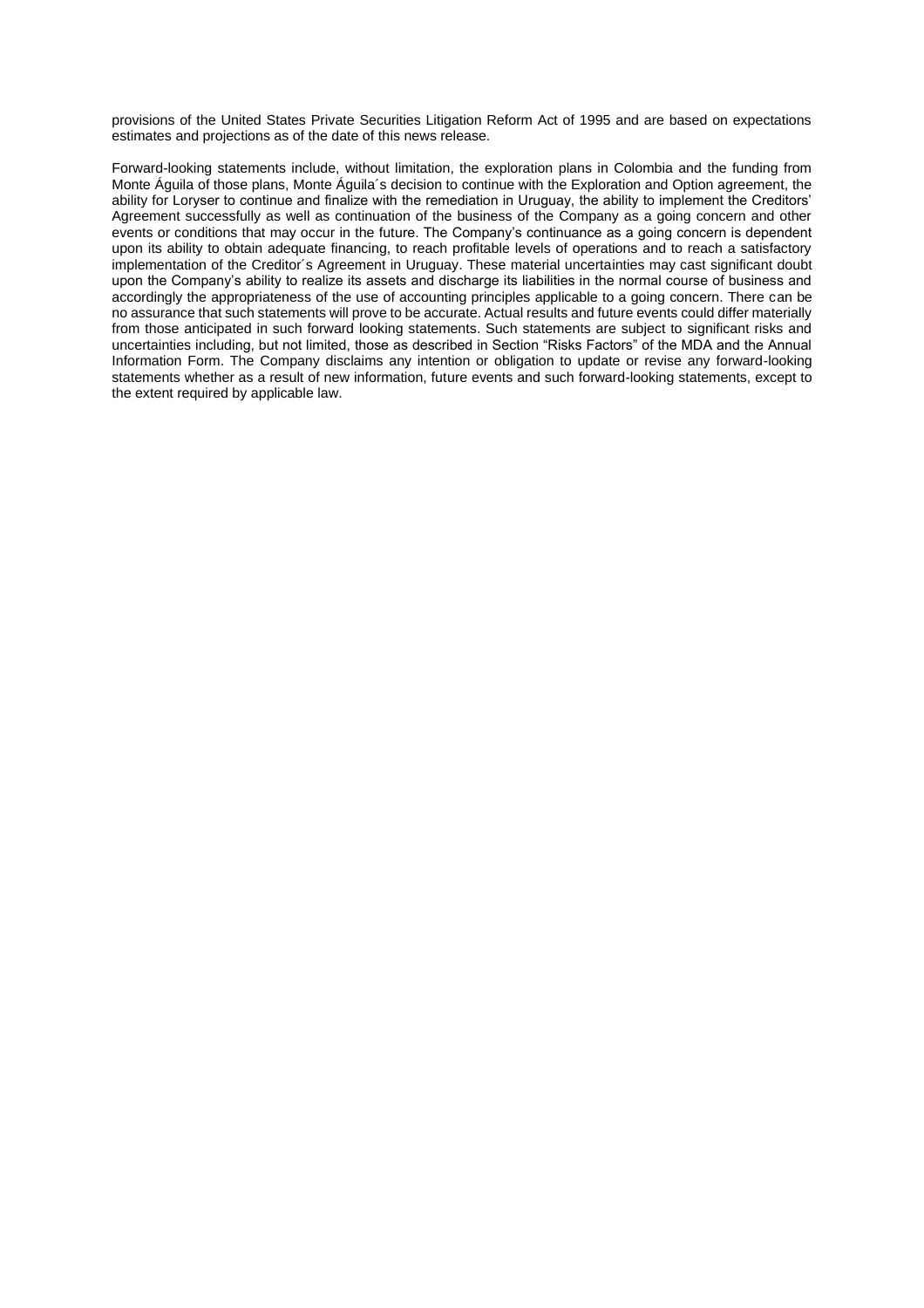provisions of the United States Private Securities Litigation Reform Act of 1995 and are based on expectations estimates and projections as of the date of this news release.

Forward-looking statements include, without limitation, the exploration plans in Colombia and the funding from Monte Águila of those plans, Monte Águila´s decision to continue with the Exploration and Option agreement, the ability for Loryser to continue and finalize with the remediation in Uruguay, the ability to implement the Creditors' Agreement successfully as well as continuation of the business of the Company as a going concern and other events or conditions that may occur in the future. The Company's continuance as a going concern is dependent upon its ability to obtain adequate financing, to reach profitable levels of operations and to reach a satisfactory implementation of the Creditor´s Agreement in Uruguay. These material uncertainties may cast significant doubt upon the Company's ability to realize its assets and discharge its liabilities in the normal course of business and accordingly the appropriateness of the use of accounting principles applicable to a going concern. There can be no assurance that such statements will prove to be accurate. Actual results and future events could differ materially from those anticipated in such forward looking statements. Such statements are subject to significant risks and uncertainties including, but not limited, those as described in Section "Risks Factors" of the MDA and the Annual Information Form. The Company disclaims any intention or obligation to update or revise any forward-looking statements whether as a result of new information, future events and such forward-looking statements, except to the extent required by applicable law.